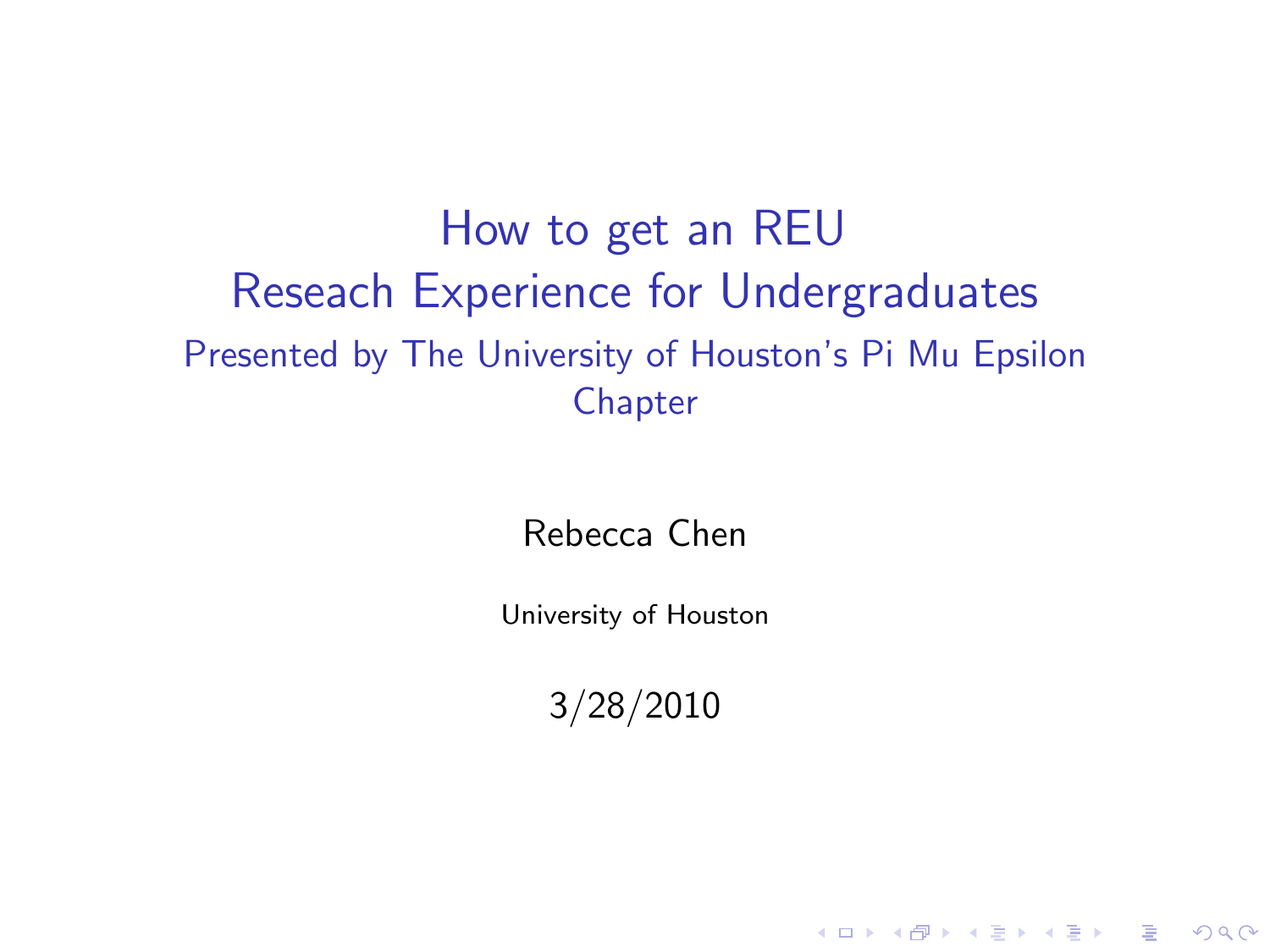# How to get an REU
## Reseach Experience for Undergraduates

Presented by The University of Houston's Pi Mu Epsilon Chapter

Rebecca Chen

University of Houston

3/28/2010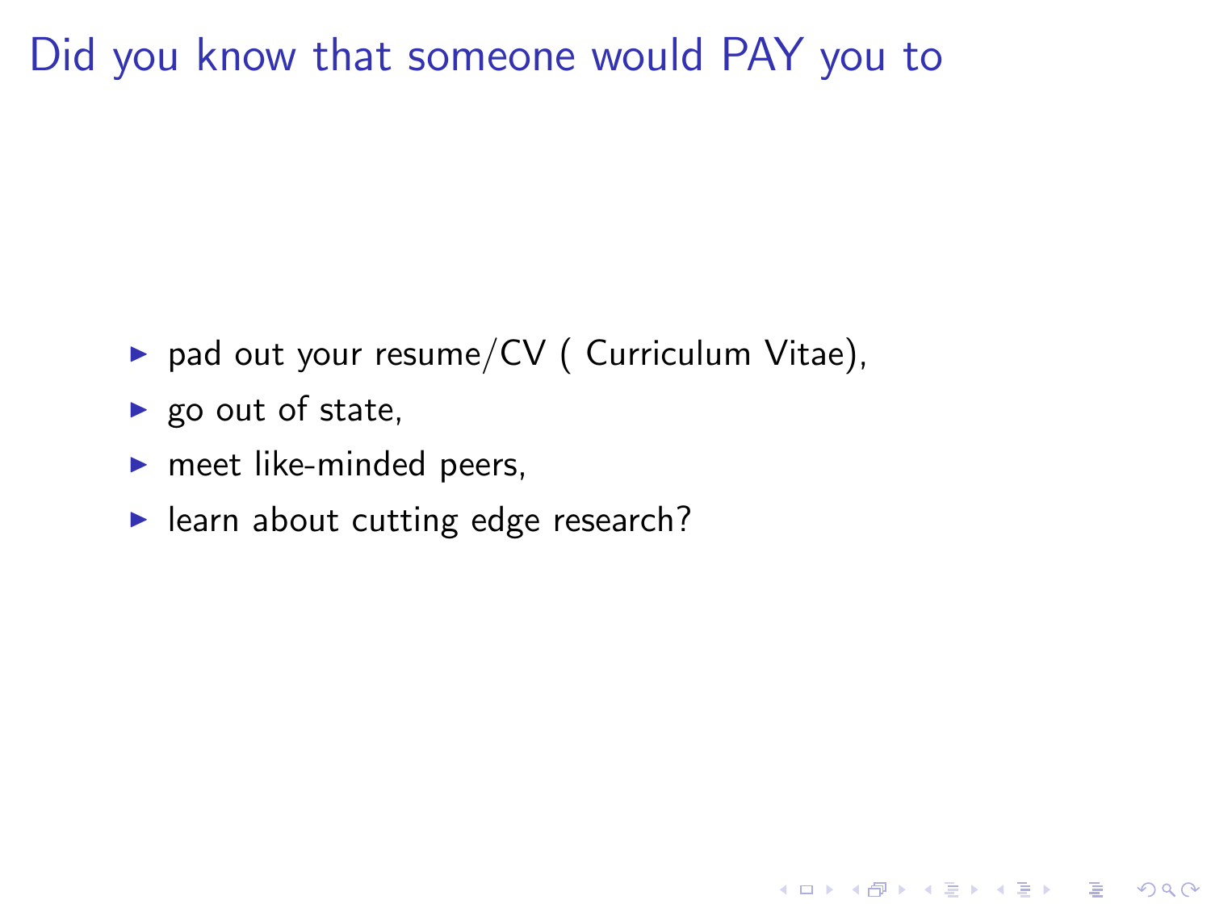# Did you know that someone would PAY you to

- pad out your resume/CV ( Curriculum Vitae),
- go out of state,
- meet like-minded peers,
- learn about cutting edge research?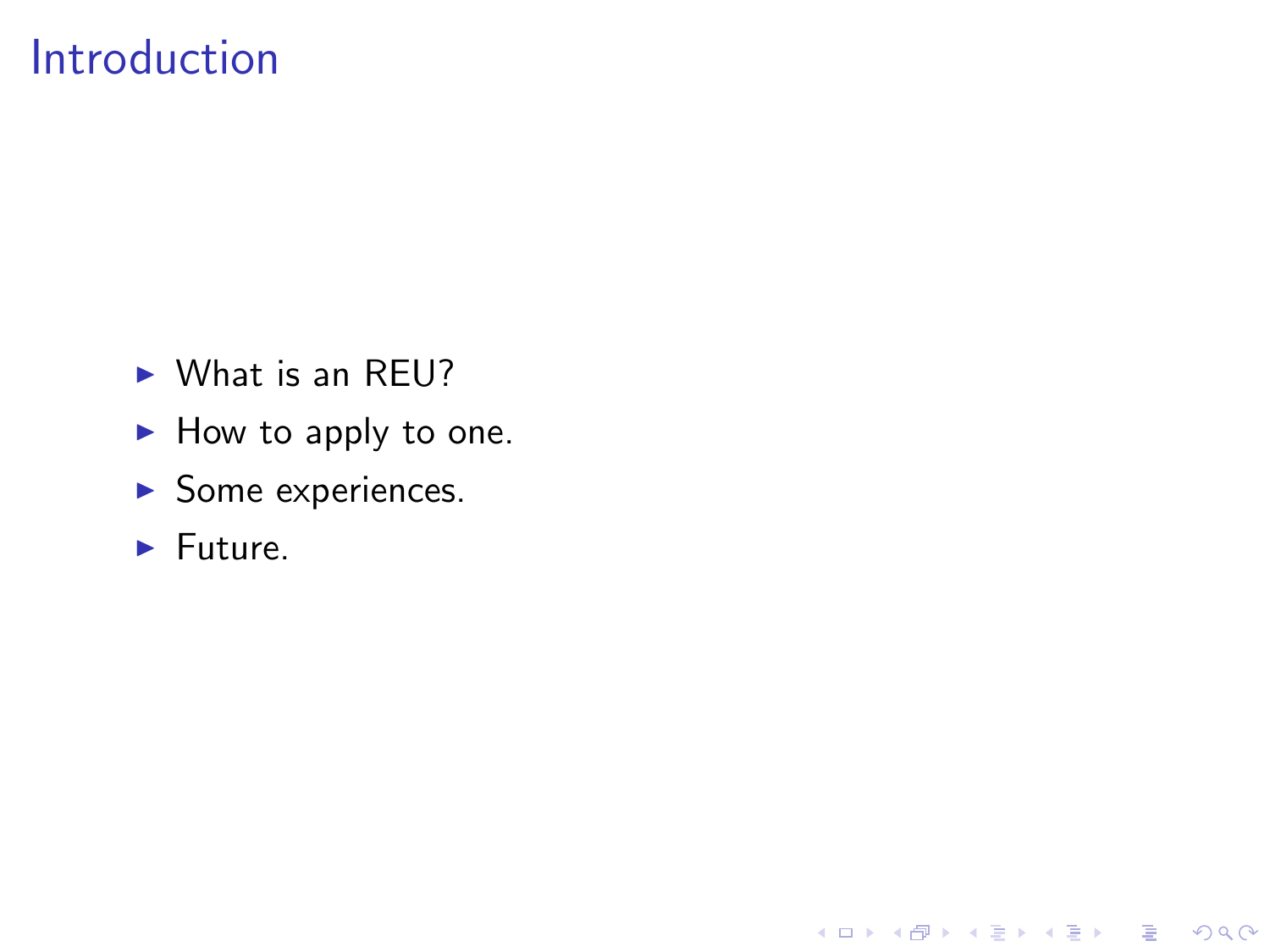# Introduction

- What is an REU?
- How to apply to one.
- Some experiences.
- Future.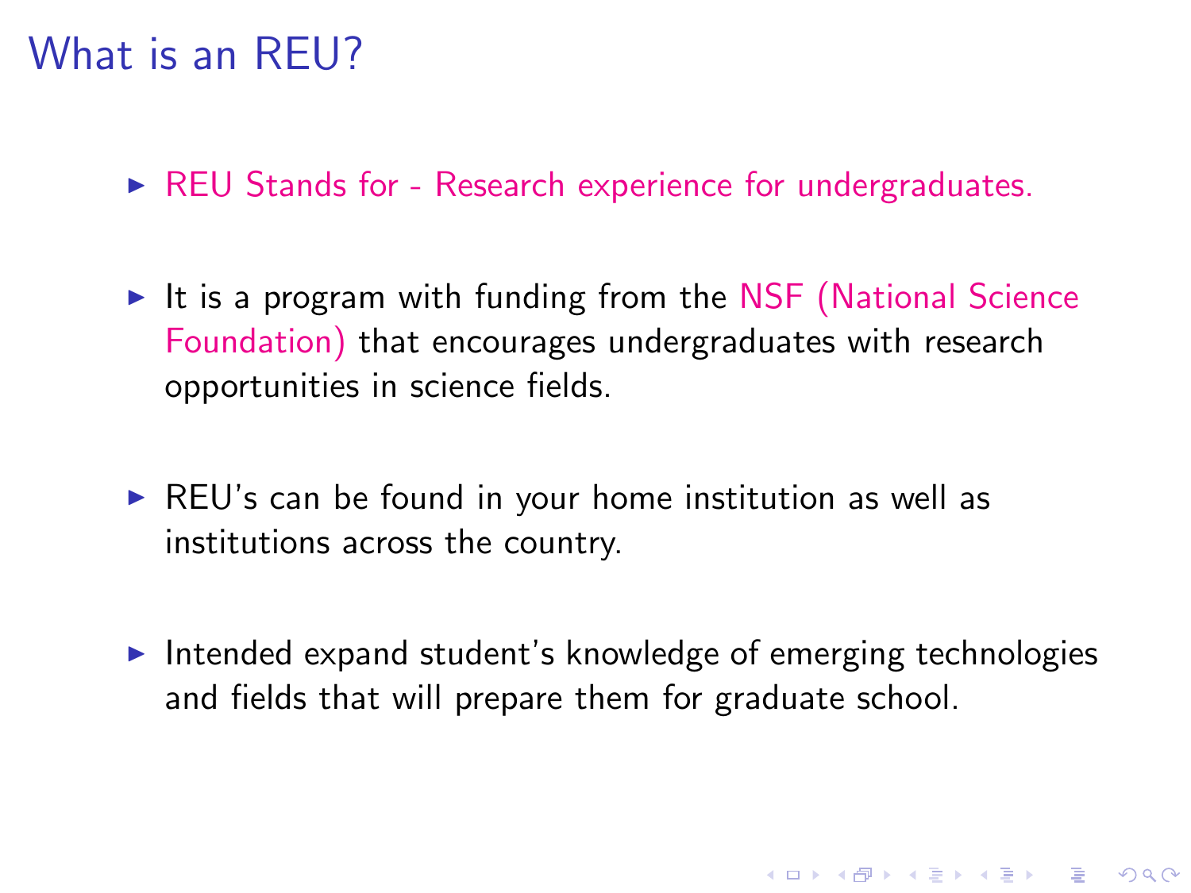# What is an REU?

- REU Stands for - Research experience for undergraduates.
- It is a program with funding from the NSF (National Science Foundation) that encourages undergraduates with research opportunities in science fields.
- REU's can be found in your home institution as well as institutions across the country.
- Intended expand student's knowledge of emerging technologies and fields that will prepare them for graduate school.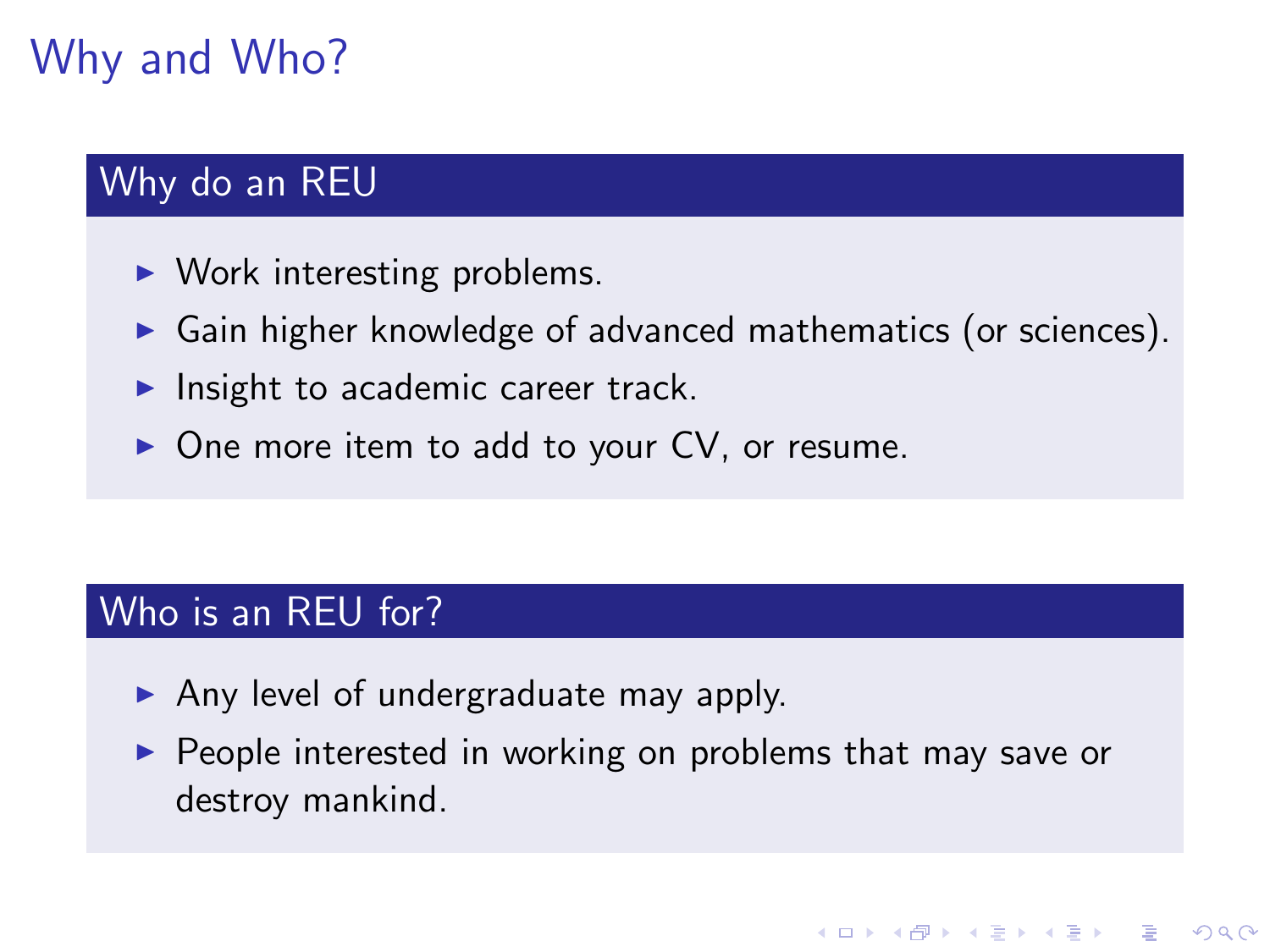# Why and Who?

## Why do an REU

- Work interesting problems.
- Gain higher knowledge of advanced mathematics (or sciences).
- Insight to academic career track.
- One more item to add to your CV, or resume.

## Who is an REU for?

- Any level of undergraduate may apply.
- People interested in working on problems that may save or destroy mankind.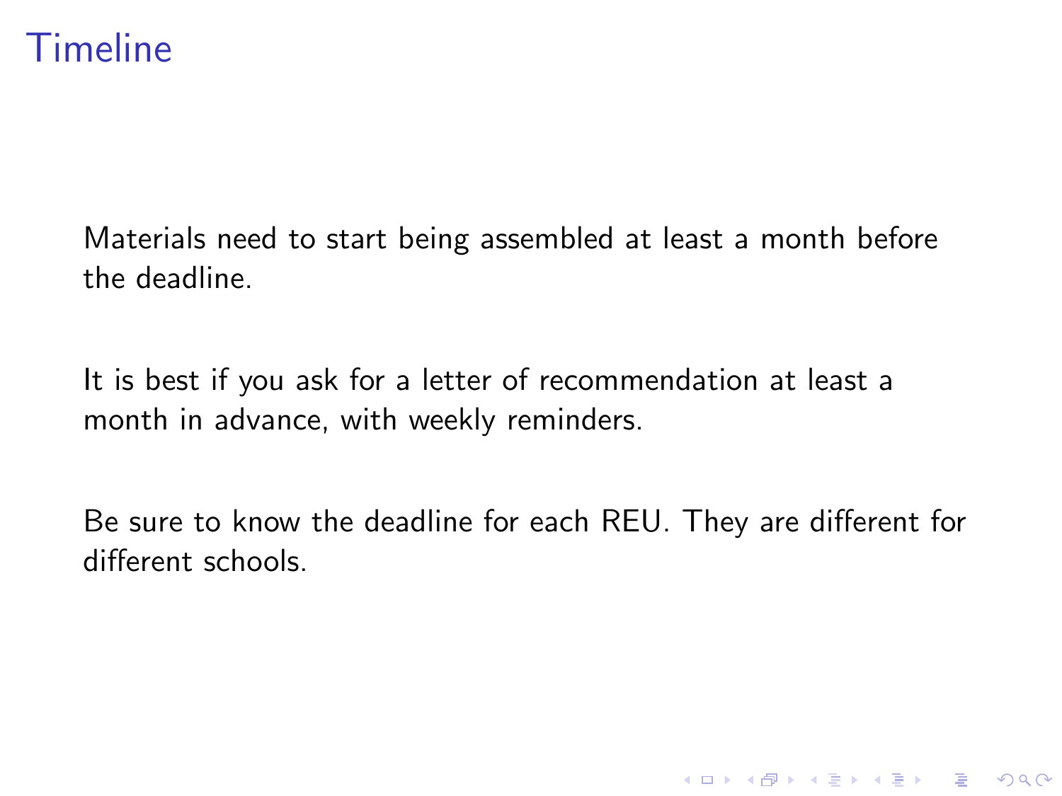# Timeline

Materials need to start being assembled at least a month before the deadline.

It is best if you ask for a letter of recommendation at least a month in advance, with weekly reminders.

Be sure to know the deadline for each REU. They are different for different schools.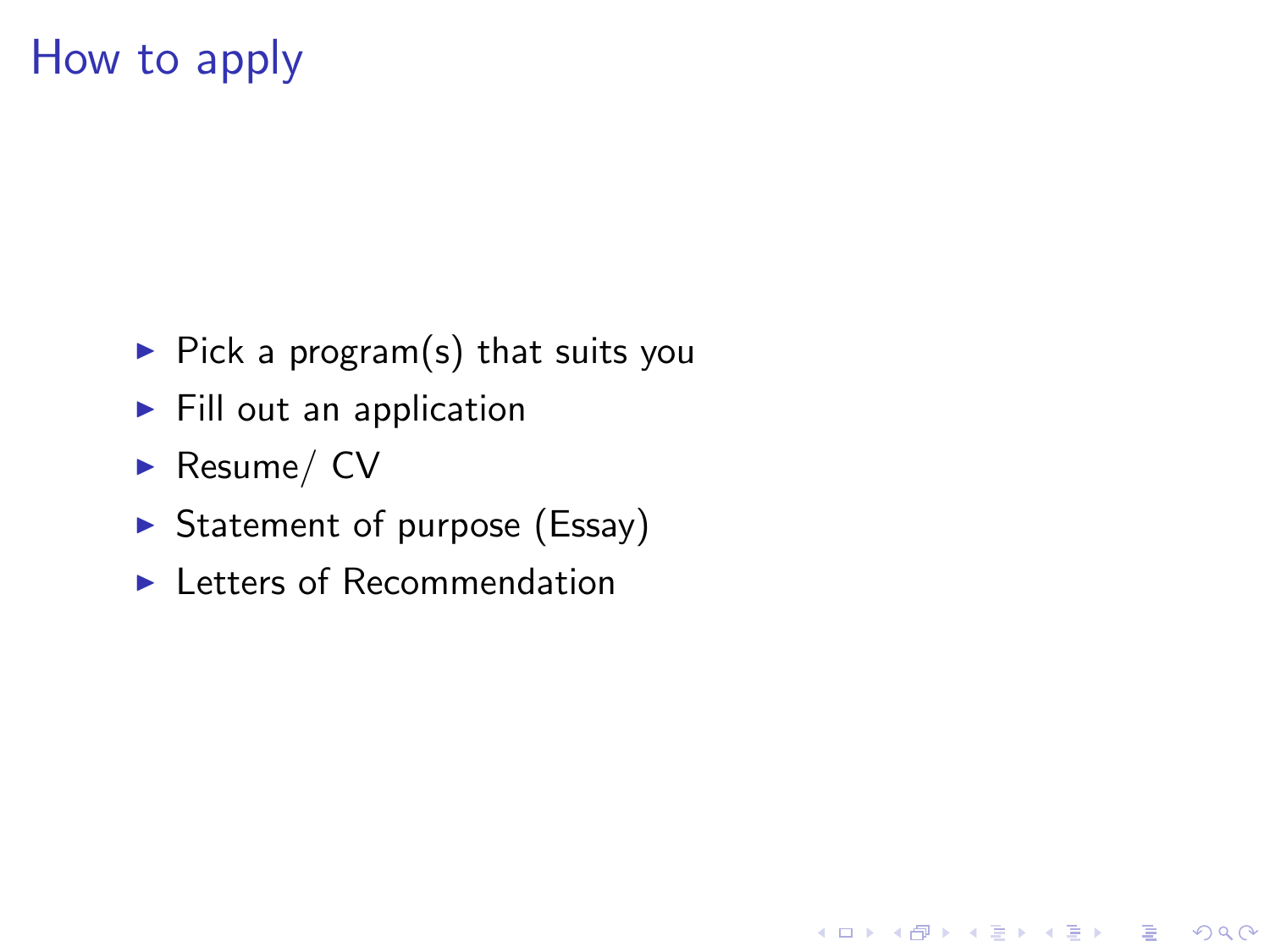# How to apply

- Pick a program(s) that suits you
- Fill out an application
- Resume/ CV
- Statement of purpose (Essay)
- Letters of Recommendation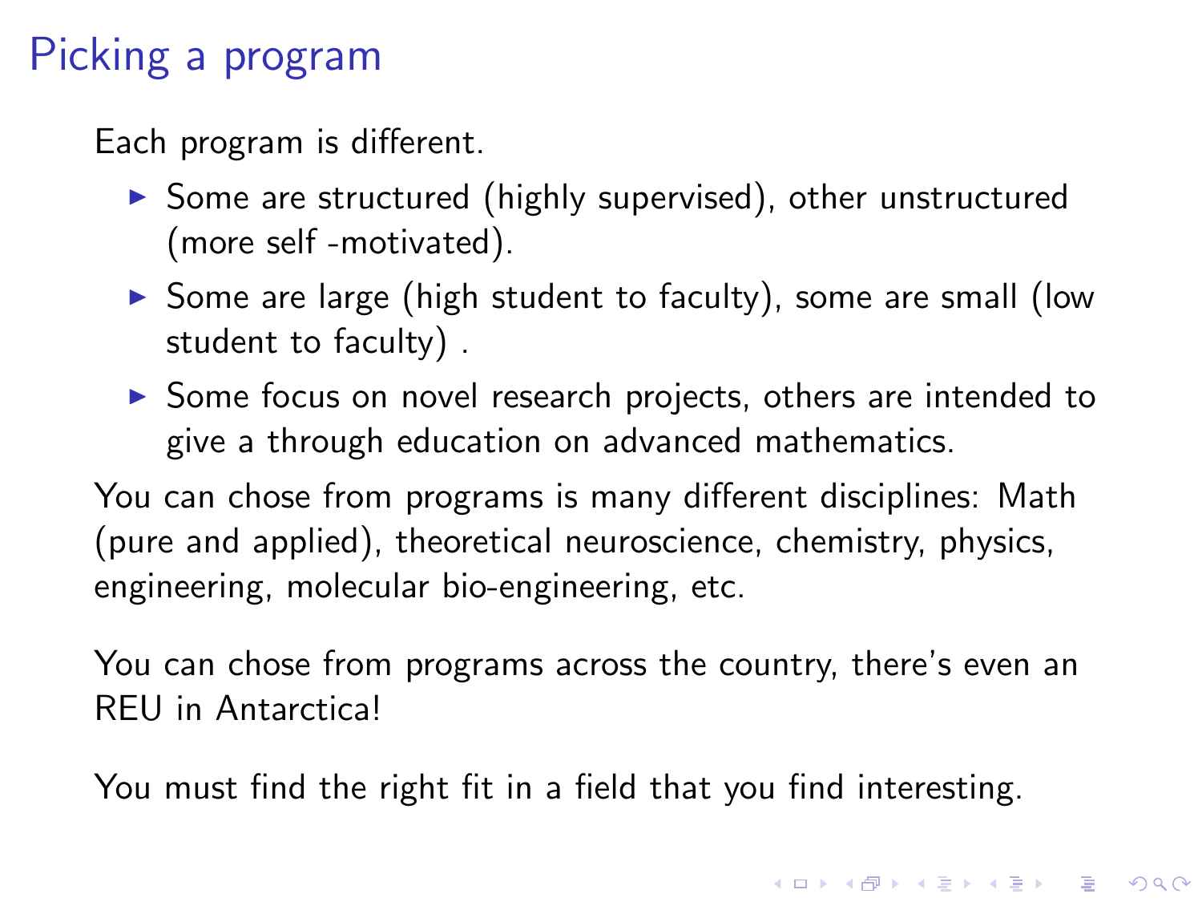# Picking a program

Each program is different.

- Some are structured (highly supervised), other unstructured (more self -motivated).
- Some are large (high student to faculty), some are small (low student to faculty) .
- Some focus on novel research projects, others are intended to give a through education on advanced mathematics.

You can chose from programs is many different disciplines: Math (pure and applied), theoretical neuroscience, chemistry, physics, engineering, molecular bio-engineering, etc.

You can chose from programs across the country, there's even an REU in Antarctica!

You must find the right fit in a field that you find interesting.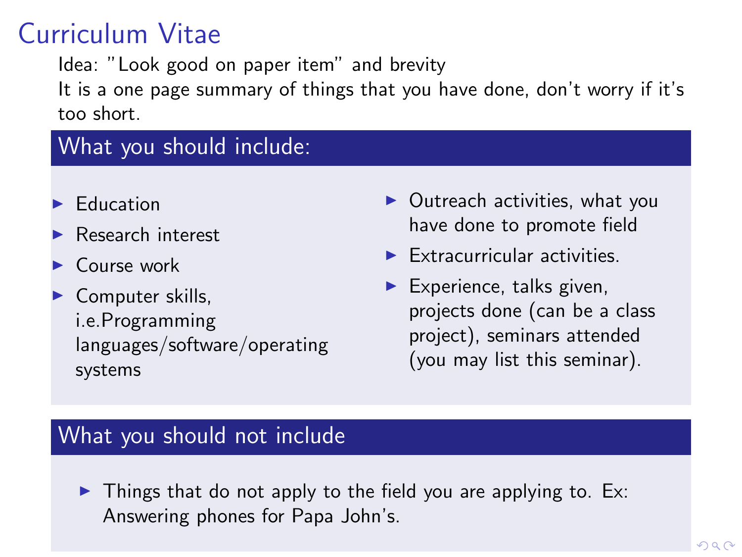# Curriculum Vitae

Idea: "Look good on paper item" and brevity
It is a one page summary of things that you have done, don't worry if it's too short.

## What you should include:

- Education
- Research interest
- Course work
- Computer skills, i.e.Programming languages/software/operating systems
- Outreach activities, what you have done to promote field
- Extracurricular activities.
- Experience, talks given, projects done (can be a class project), seminars attended (you may list this seminar).

## What you should not include

- Things that do not apply to the field you are applying to. Ex: Answering phones for Papa John's.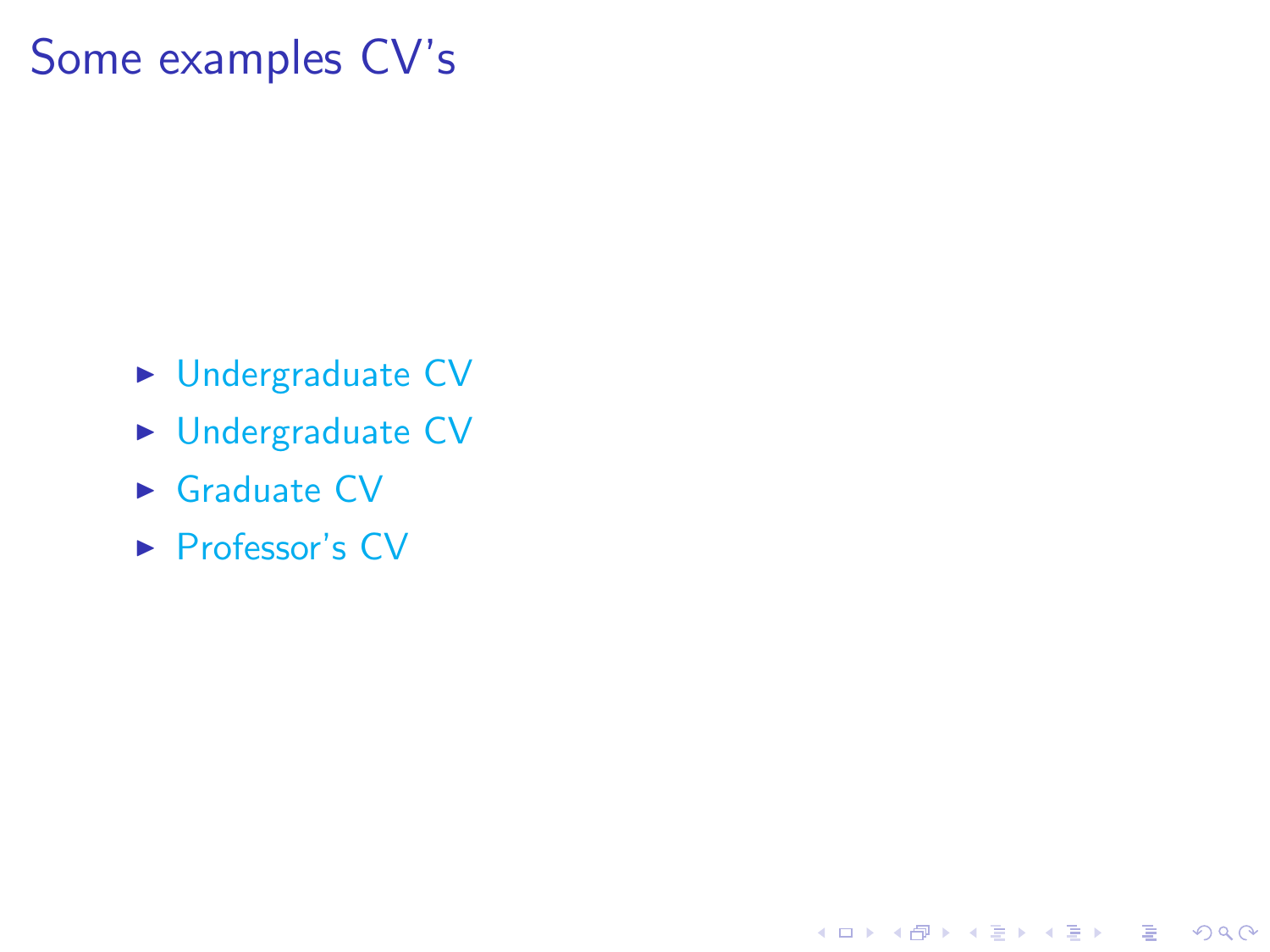# Some examples CV's

- Undergraduate CV
- Undergraduate CV
- Graduate CV
- Professor's CV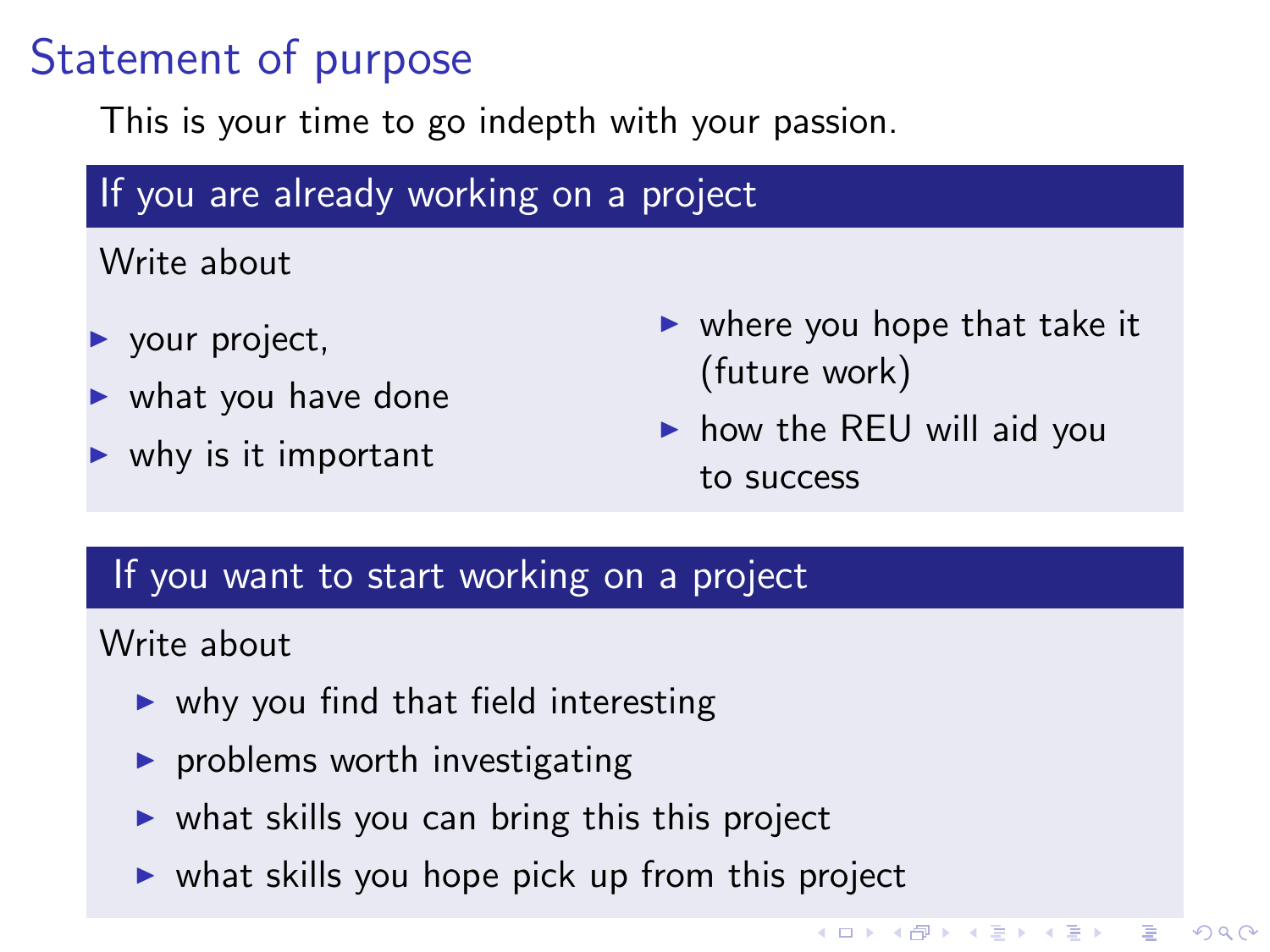# Statement of purpose

This is your time to go indepth with your passion.

### If you are already working on a project

Write about

- your project,
- what you have done
- why is it important
- where you hope that take it (future work)
- how the REU will aid you to success

### If you want to start working on a project

Write about

- why you find that field interesting
- problems worth investigating
- what skills you can bring this this project
- what skills you hope pick up from this project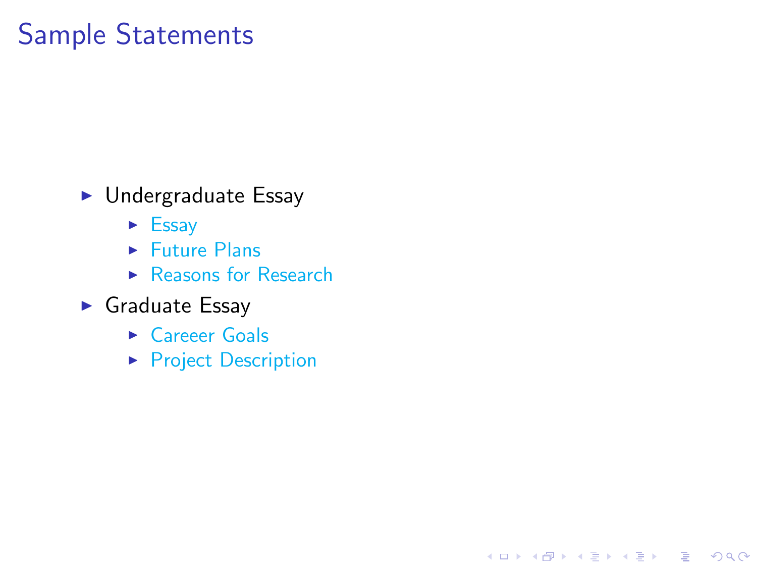# Sample Statements

- Undergraduate Essay
  - Essay
  - Future Plans
  - Reasons for Research
- Graduate Essay
  - Careeer Goals
  - Project Description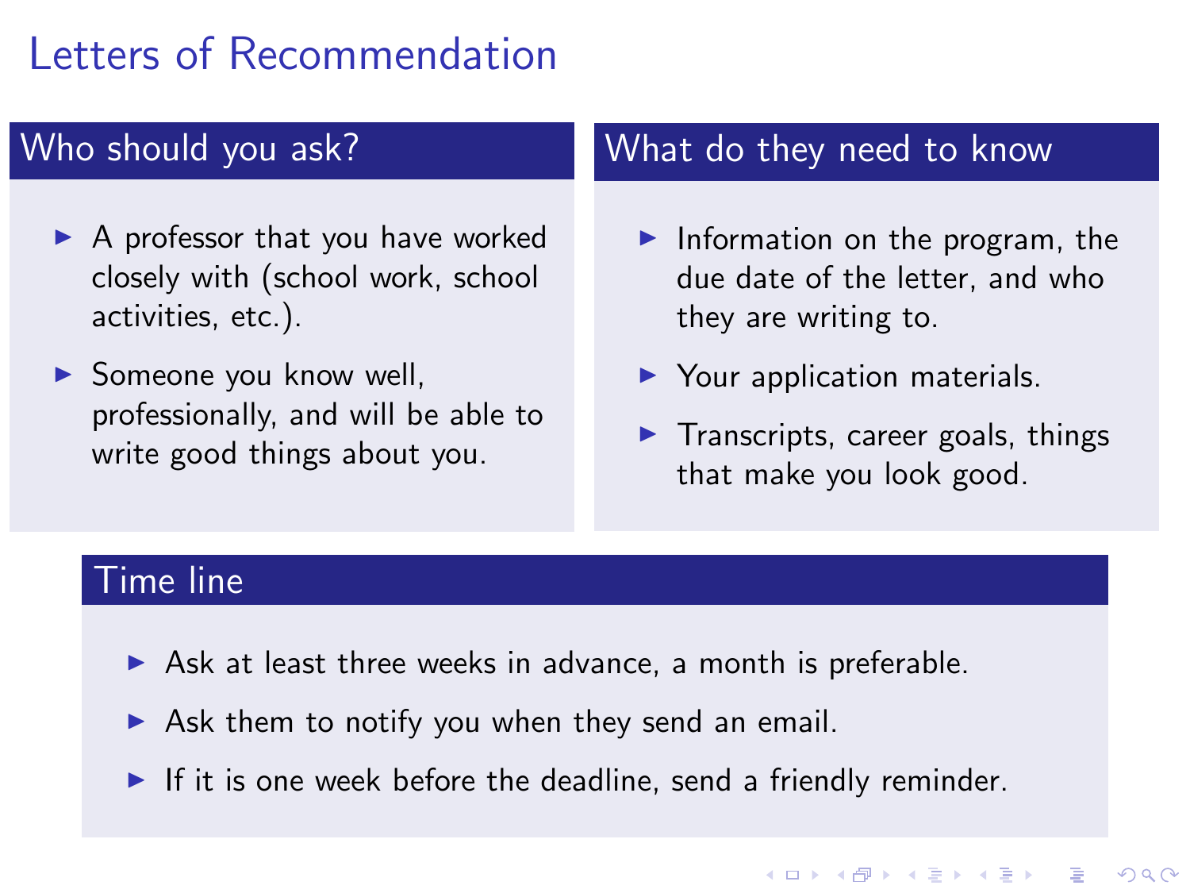# Letters of Recommendation

## Who should you ask?

- A professor that you have worked closely with (school work, school activities, etc.).
- Someone you know well, professionally, and will be able to write good things about you.

## What do they need to know

- Information on the program, the due date of the letter, and who they are writing to.
- Your application materials.
- Transcripts, career goals, things that make you look good.

## Time line

- Ask at least three weeks in advance, a month is preferable.
- Ask them to notify you when they send an email.
- If it is one week before the deadline, send a friendly reminder.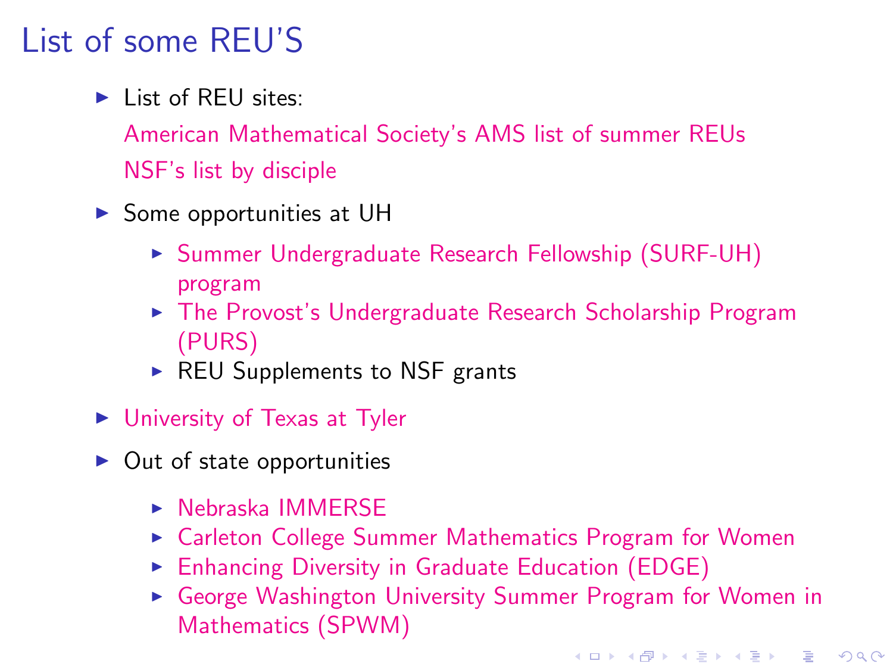# List of some REU'S

- List of REU sites:

  American Mathematical Society's AMS list of summer REUs

  NSF's list by disciple

- Some opportunities at UH
  - Summer Undergraduate Research Fellowship (SURF-UH) program
  - The Provost's Undergraduate Research Scholarship Program (PURS)
  - REU Supplements to NSF grants

- University of Texas at Tyler

- Out of state opportunities
  - Nebraska IMMERSE
  - Carleton College Summer Mathematics Program for Women
  - Enhancing Diversity in Graduate Education (EDGE)
  - George Washington University Summer Program for Women in Mathematics (SPWM)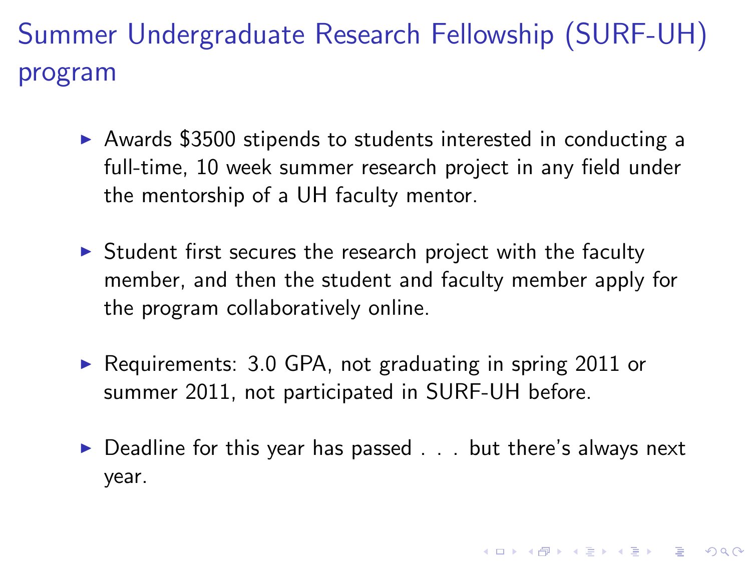# Summer Undergraduate Research Fellowship (SURF-UH) program

- Awards $3500 stipends to students interested in conducting a full-time, 10 week summer research project in any field under the mentorship of a UH faculty mentor.
- Student first secures the research project with the faculty member, and then the student and faculty member apply for the program collaboratively online.
- Requirements: 3.0 GPA, not graduating in spring 2011 or summer 2011, not participated in SURF-UH before.
- Deadline for this year has passed . . . but there's always next year.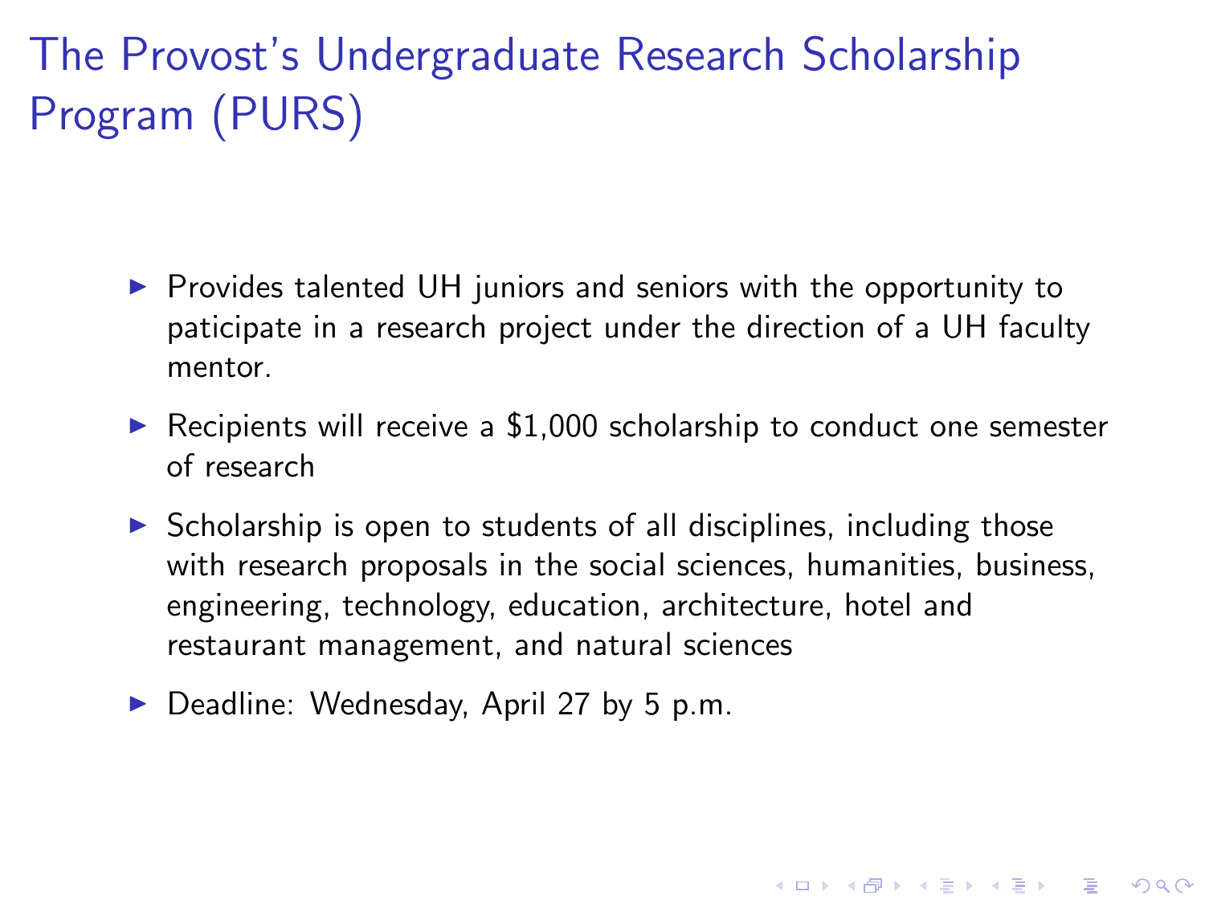# The Provost's Undergraduate Research Scholarship Program (PURS)

- Provides talented UH juniors and seniors with the opportunity to paticipate in a research project under the direction of a UH faculty mentor.
- Recipients will receive a $1,000 scholarship to conduct one semester of research
- Scholarship is open to students of all disciplines, including those with research proposals in the social sciences, humanities, business, engineering, technology, education, architecture, hotel and restaurant management, and natural sciences
- Deadline: Wednesday, April 27 by 5 p.m.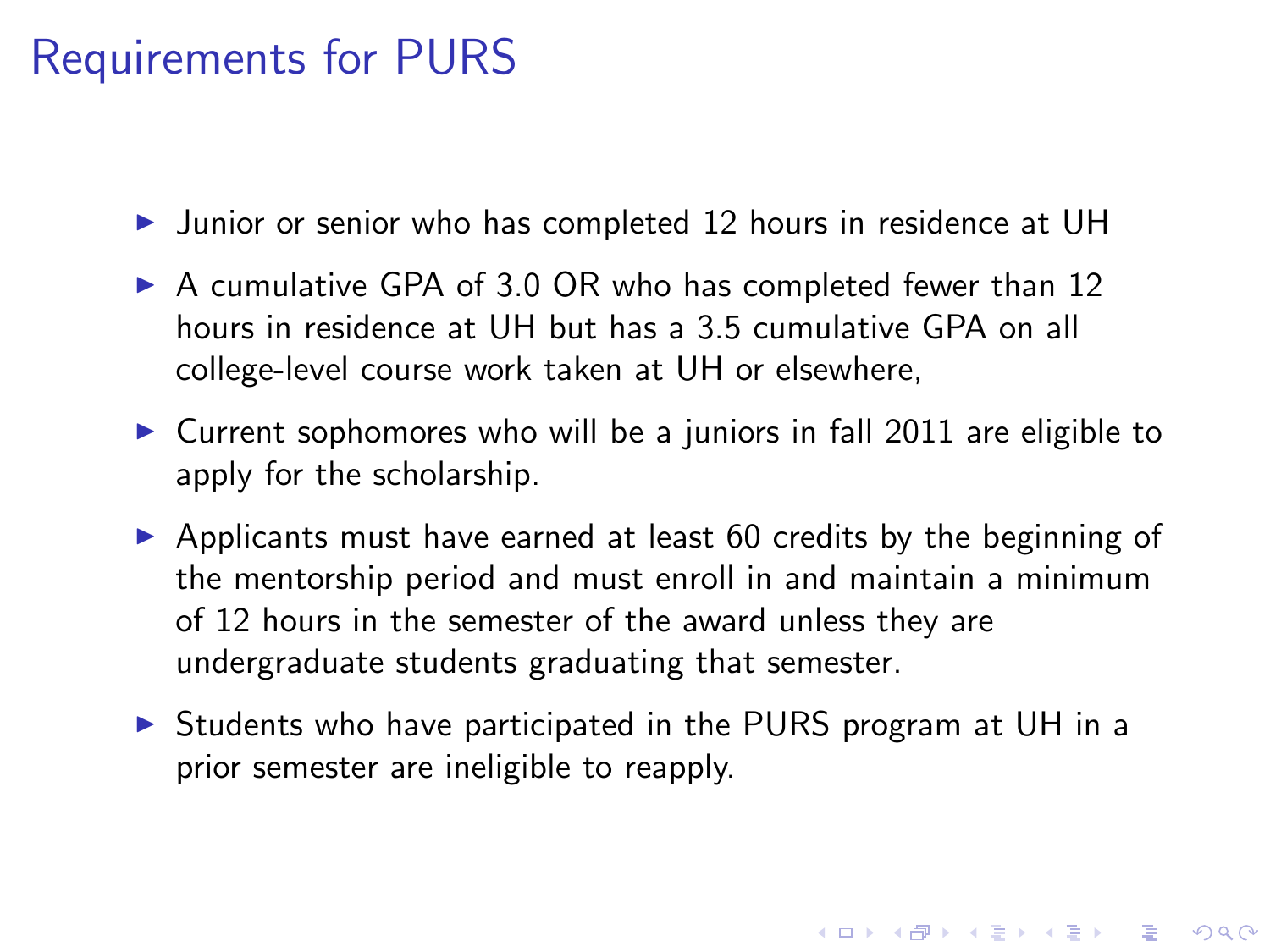# Requirements for PURS

- Junior or senior who has completed 12 hours in residence at UH
- A cumulative GPA of 3.0 OR who has completed fewer than 12 hours in residence at UH but has a 3.5 cumulative GPA on all college-level course work taken at UH or elsewhere,
- Current sophomores who will be a juniors in fall 2011 are eligible to apply for the scholarship.
- Applicants must have earned at least 60 credits by the beginning of the mentorship period and must enroll in and maintain a minimum of 12 hours in the semester of the award unless they are undergraduate students graduating that semester.
- Students who have participated in the PURS program at UH in a prior semester are ineligible to reapply.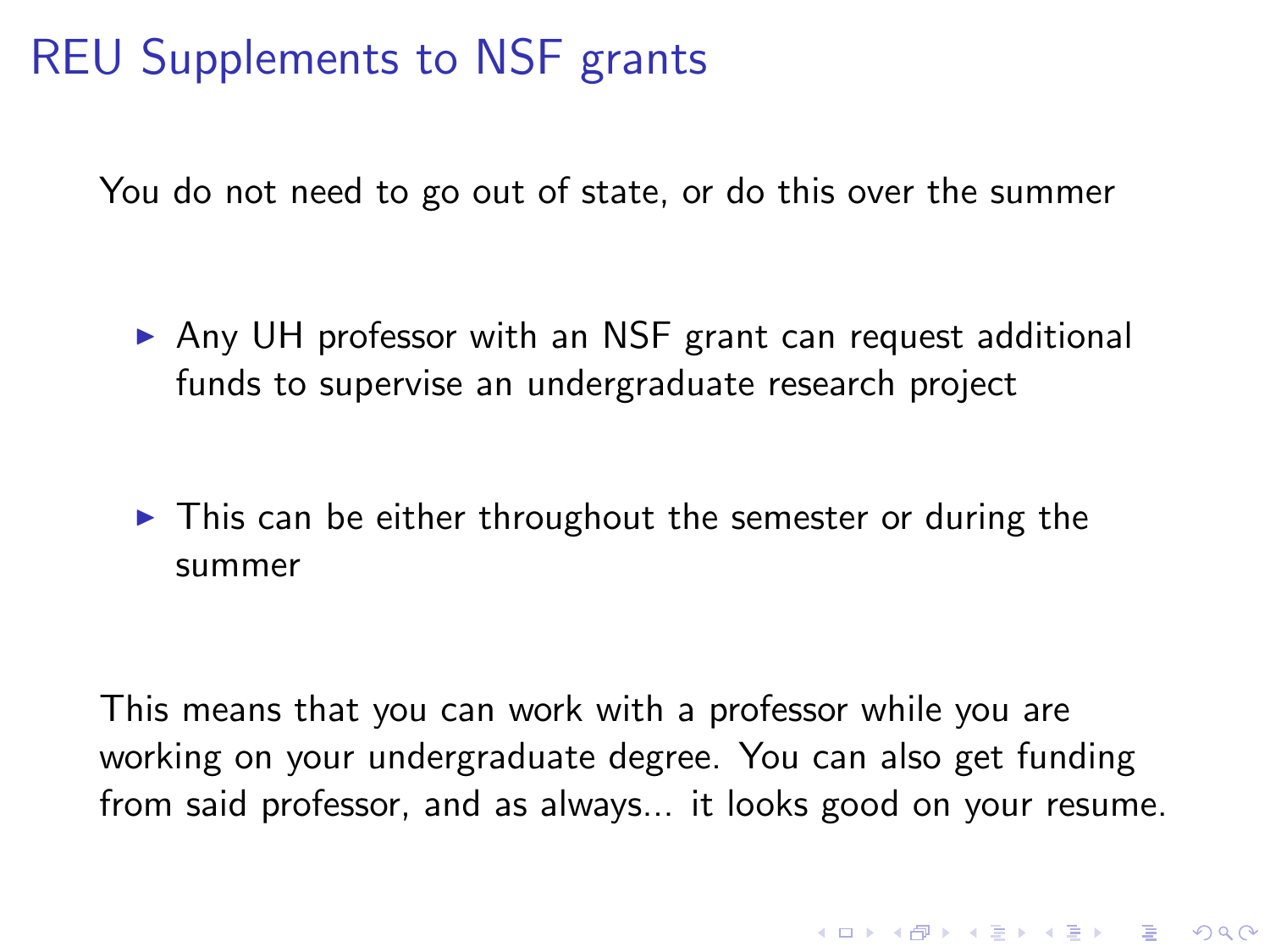# REU Supplements to NSF grants

You do not need to go out of state, or do this over the summer

- Any UH professor with an NSF grant can request additional funds to supervise an undergraduate research project
- This can be either throughout the semester or during the summer

This means that you can work with a professor while you are working on your undergraduate degree. You can also get funding from said professor, and as always... it looks good on your resume.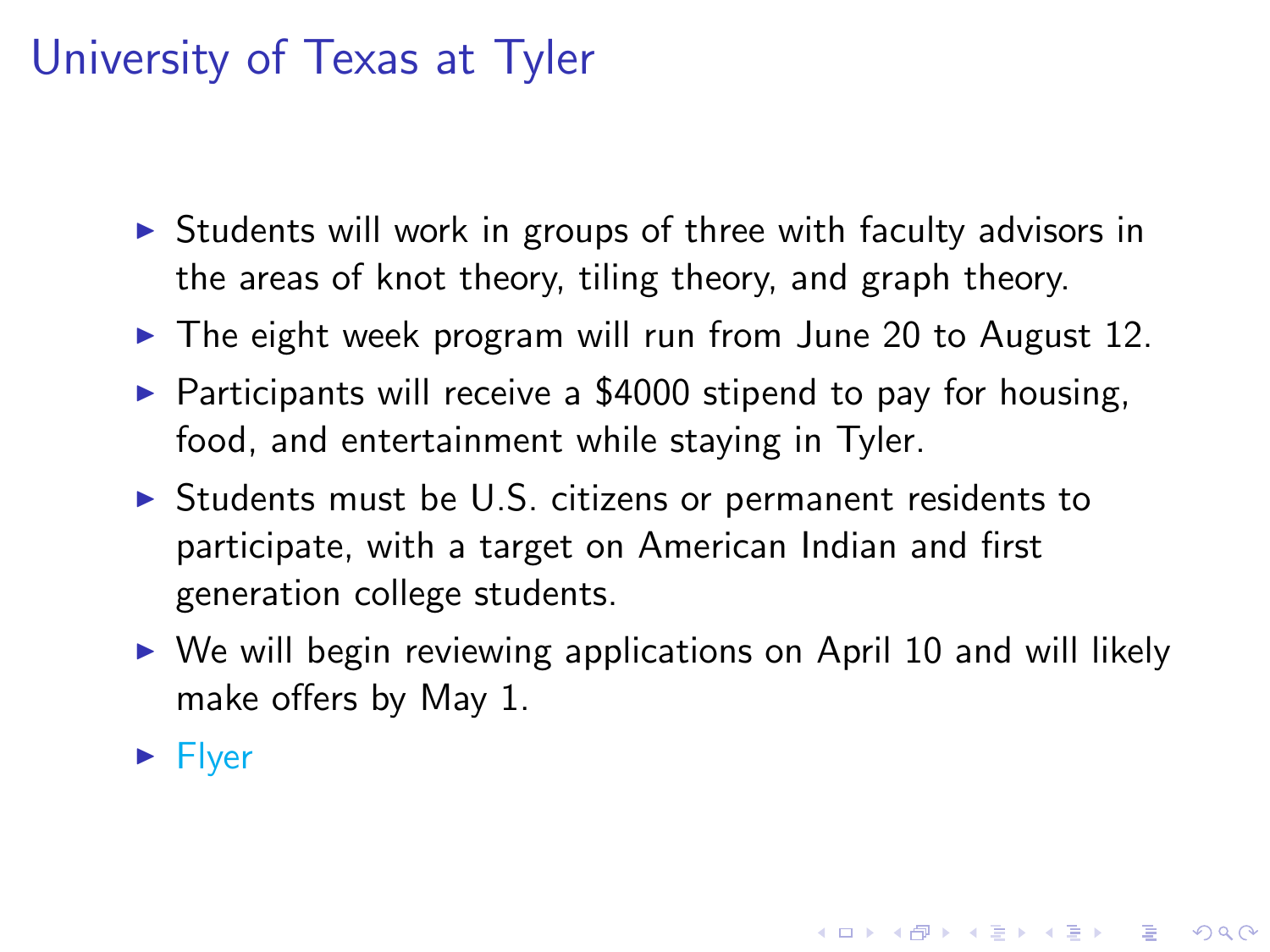# University of Texas at Tyler

- Students will work in groups of three with faculty advisors in the areas of knot theory, tiling theory, and graph theory.
- The eight week program will run from June 20 to August 12.
- Participants will receive a $4000 stipend to pay for housing, food, and entertainment while staying in Tyler.
- Students must be U.S. citizens or permanent residents to participate, with a target on American Indian and first generation college students.
- We will begin reviewing applications on April 10 and will likely make offers by May 1.
- Flyer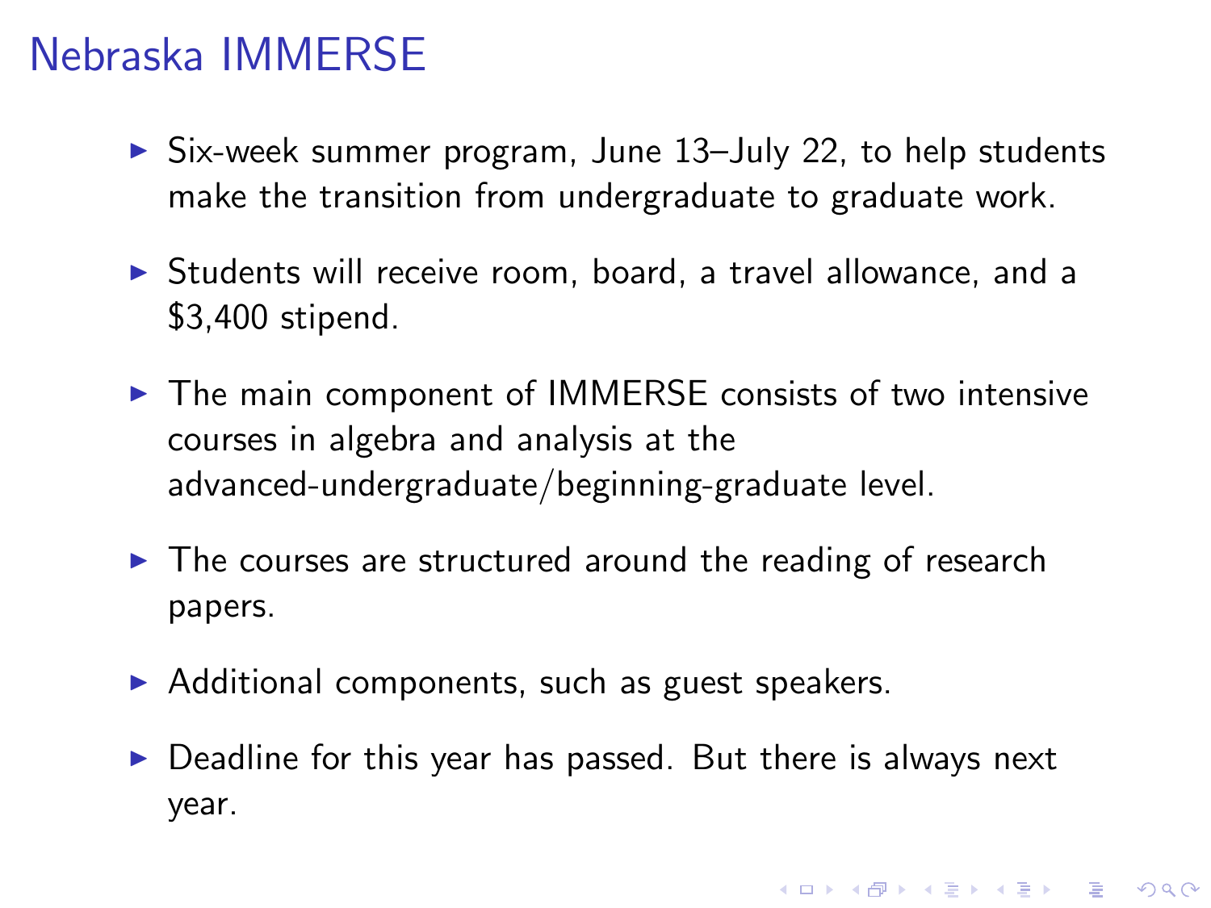# Nebraska IMMERSE

- Six-week summer program, June 13–July 22, to help students make the transition from undergraduate to graduate work.
- Students will receive room, board, a travel allowance, and a $3,400 stipend.
- The main component of IMMERSE consists of two intensive courses in algebra and analysis at the advanced-undergraduate/beginning-graduate level.
- The courses are structured around the reading of research papers.
- Additional components, such as guest speakers.
- Deadline for this year has passed. But there is always next year.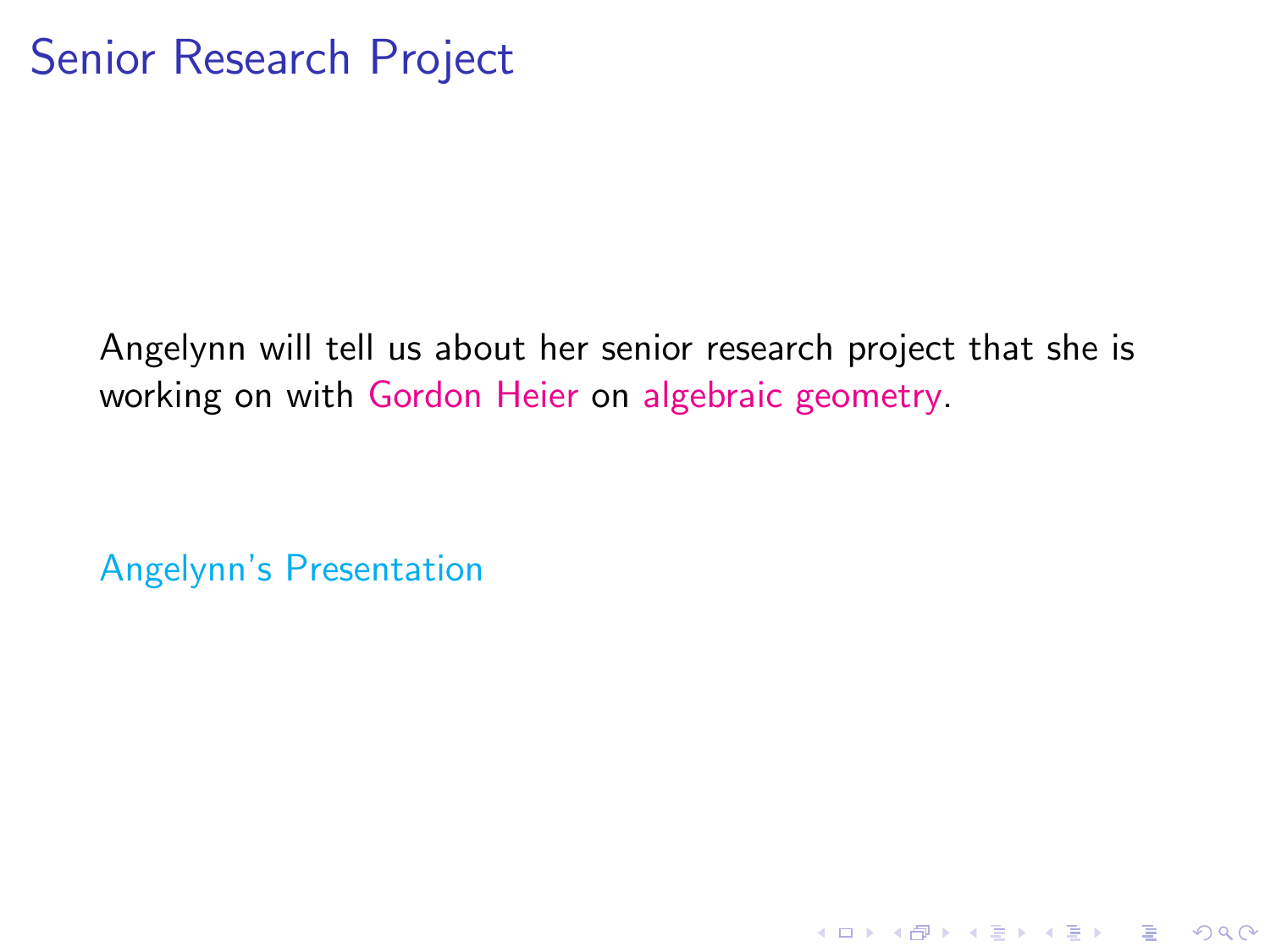# Senior Research Project

Angelynn will tell us about her senior research project that she is working on with Gordon Heier on algebraic geometry.

Angelynn's Presentation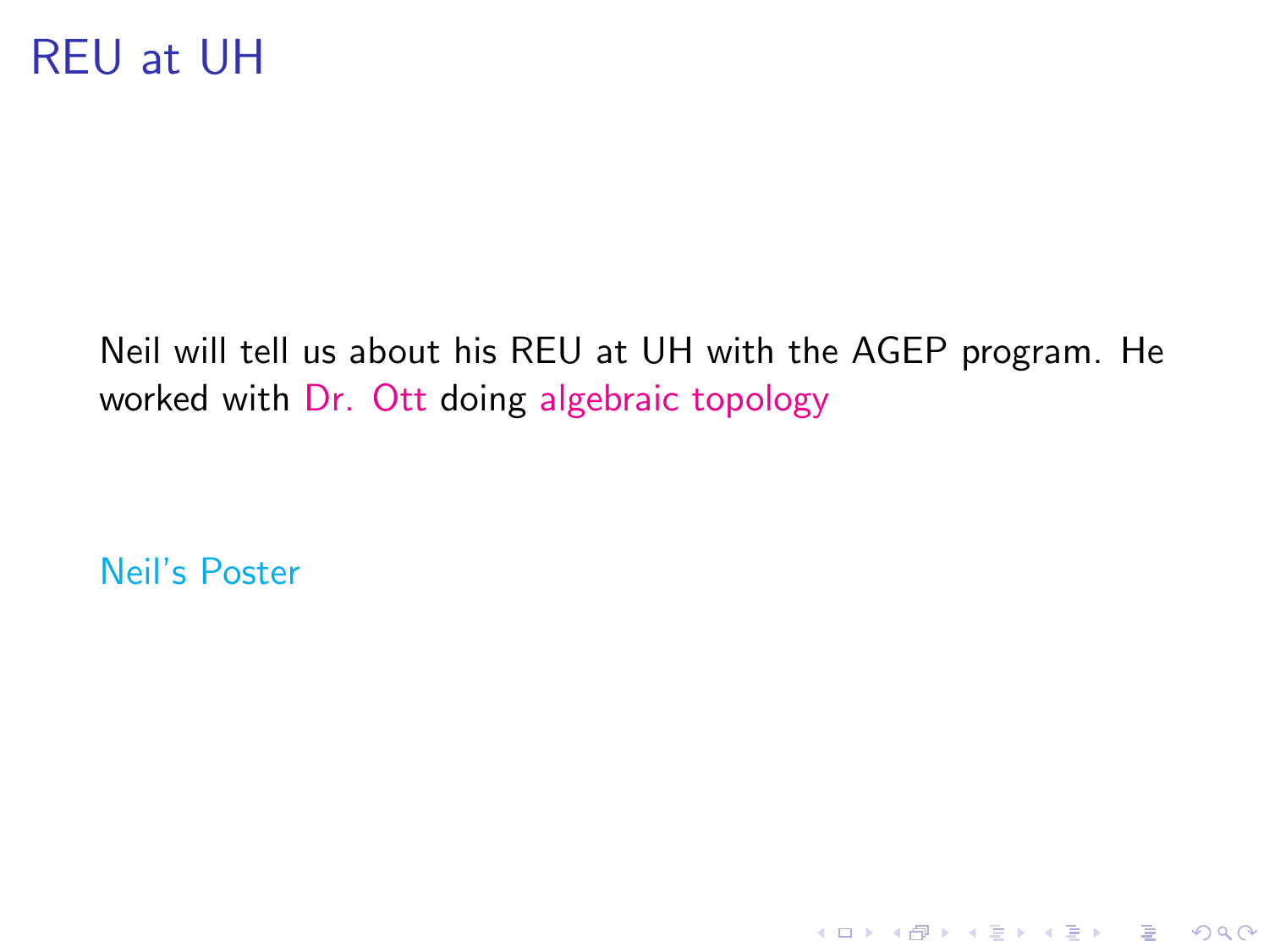# REU at UH

Neil will tell us about his REU at UH with the AGEP program. He worked with Dr. Ott doing algebraic topology

Neil's Poster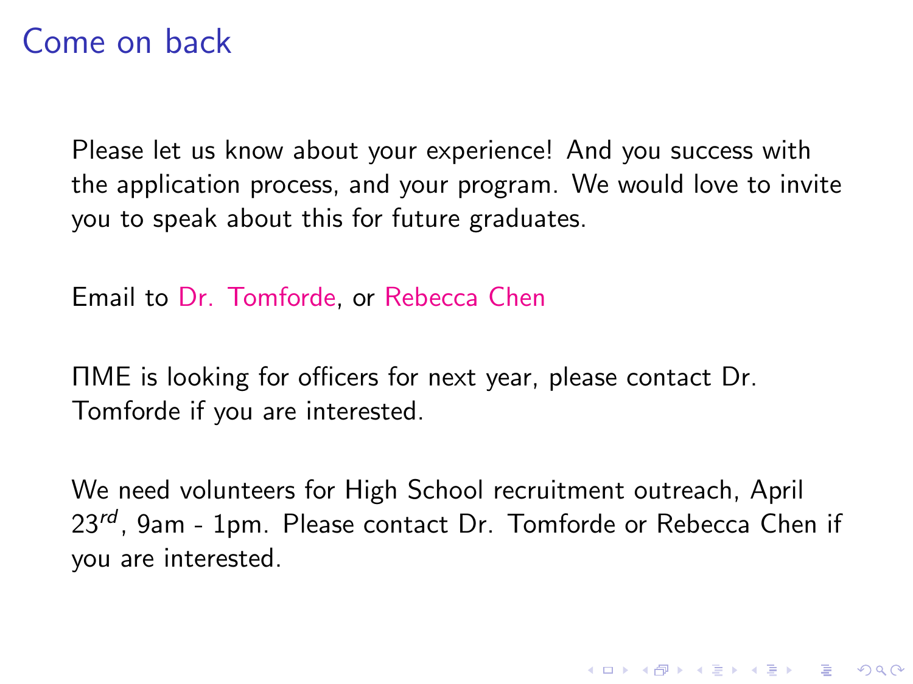# Come on back

Please let us know about your experience! And you success with the application process, and your program. We would love to invite you to speak about this for future graduates.

Email to Dr. Tomforde, or Rebecca Chen

ΠME is looking for officers for next year, please contact Dr. Tomforde if you are interested.

We need volunteers for High School recruitment outreach, April $23^{rd}$, 9am - 1pm. Please contact Dr. Tomforde or Rebecca Chen if you are interested.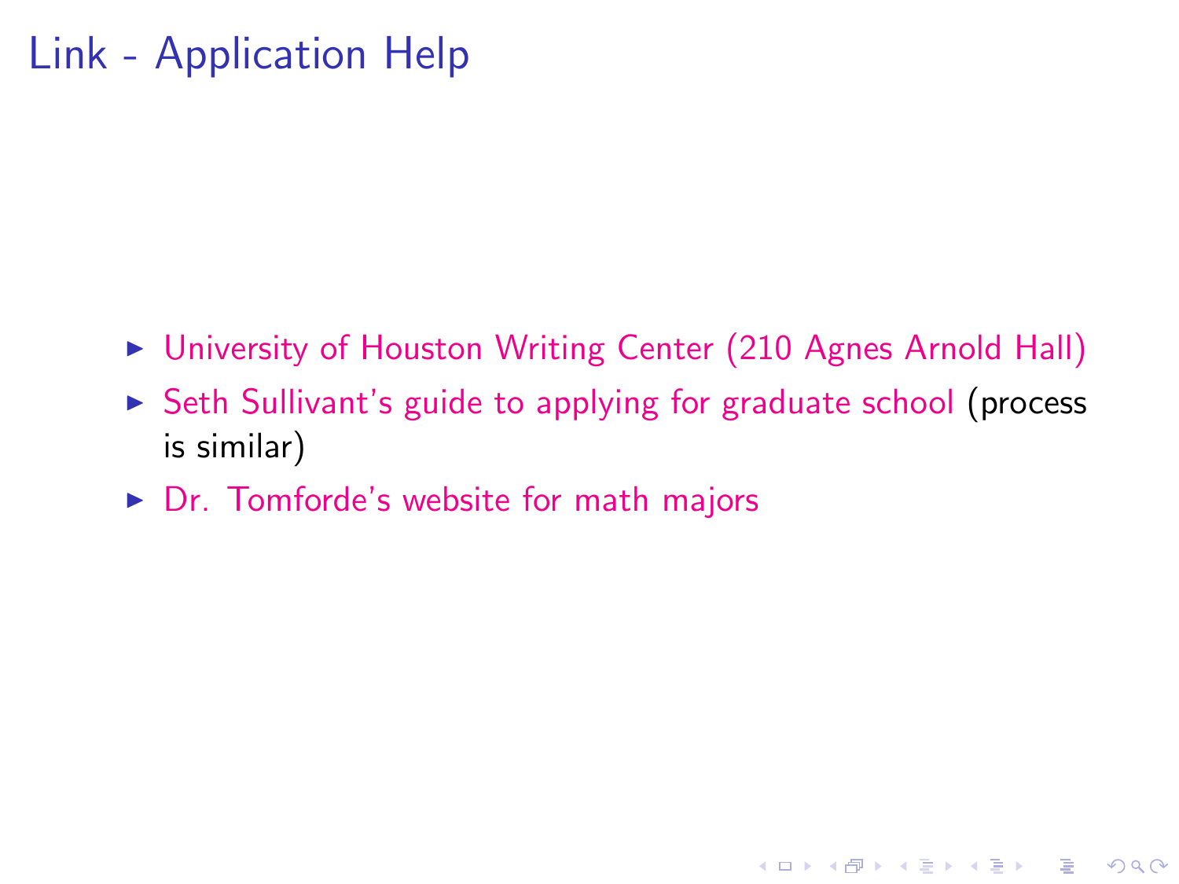# Link - Application Help

- University of Houston Writing Center (210 Agnes Arnold Hall)
- Seth Sullivant's guide to applying for graduate school (process is similar)
- Dr. Tomforde's website for math majors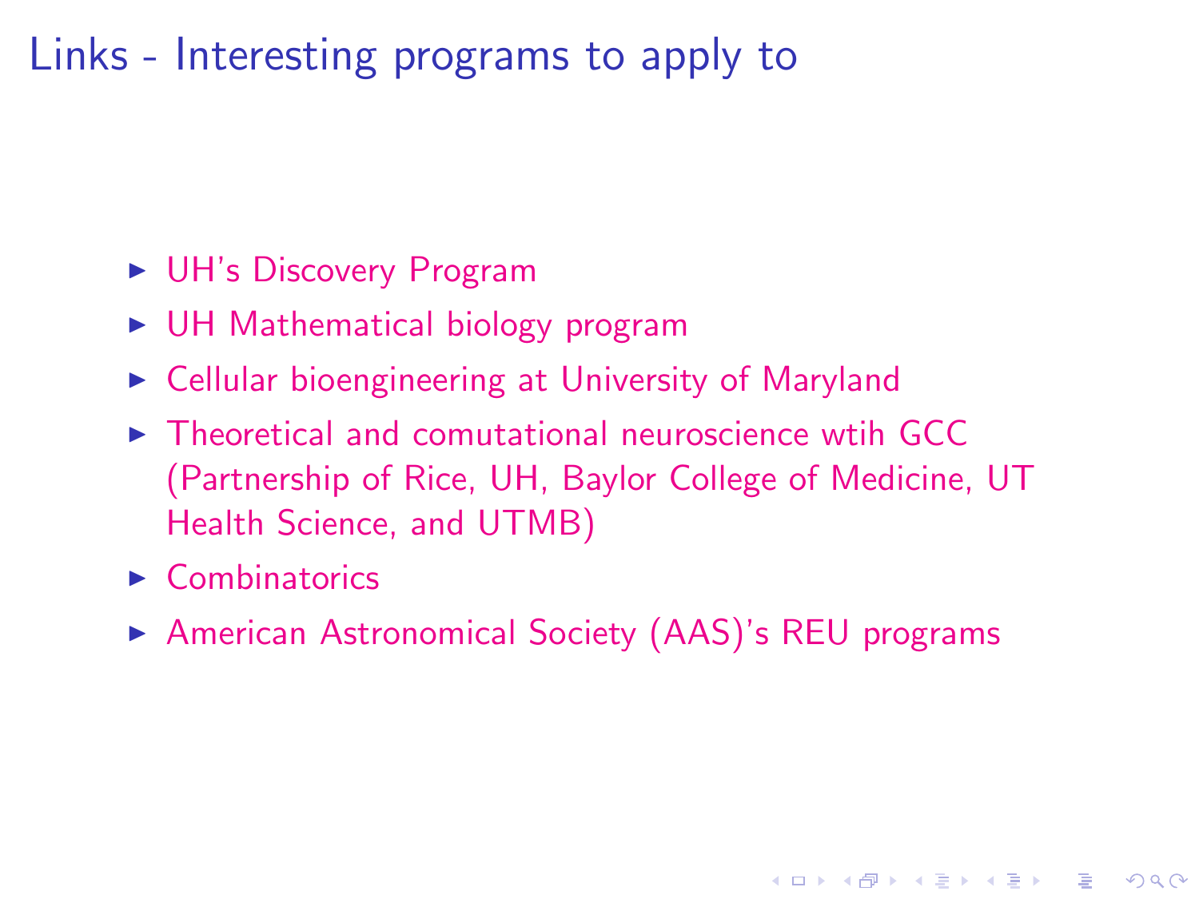# Links - Interesting programs to apply to

- UH's Discovery Program
- UH Mathematical biology program
- Cellular bioengineering at University of Maryland
- Theoretical and comutational neuroscience wtih GCC (Partnership of Rice, UH, Baylor College of Medicine, UT Health Science, and UTMB)
- Combinatorics
- American Astronomical Society (AAS)'s REU programs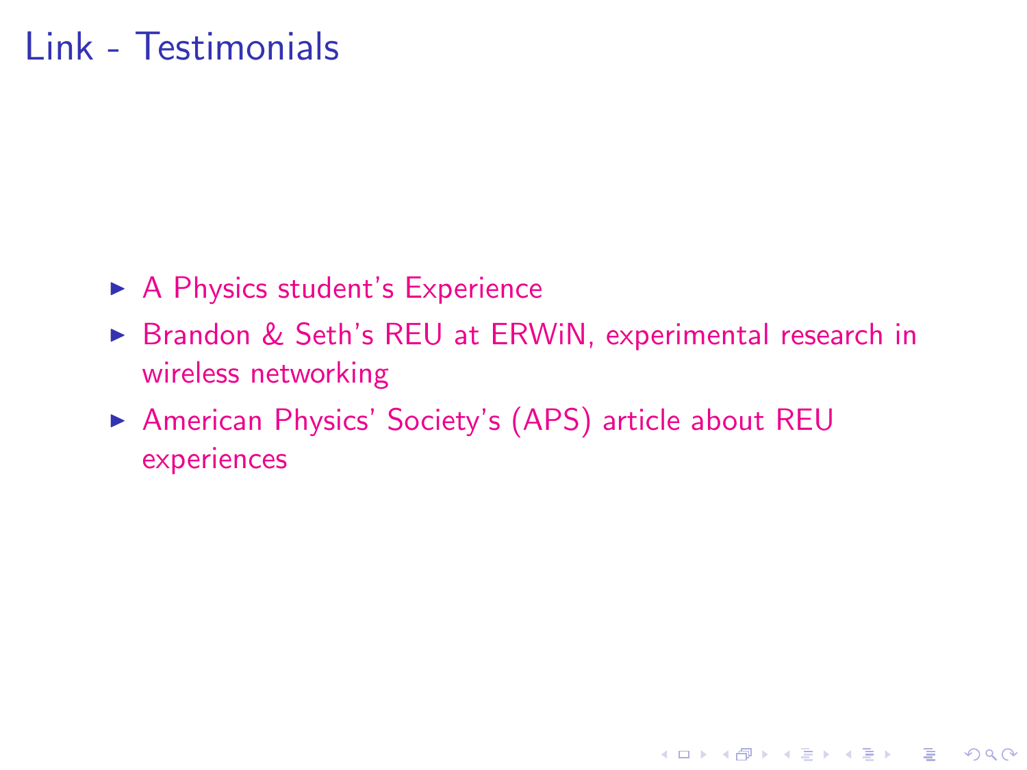# Link - Testimonials

- A Physics student's Experience
- Brandon & Seth's REU at ERWiN, experimental research in wireless networking
- American Physics' Society's (APS) article about REU experiences